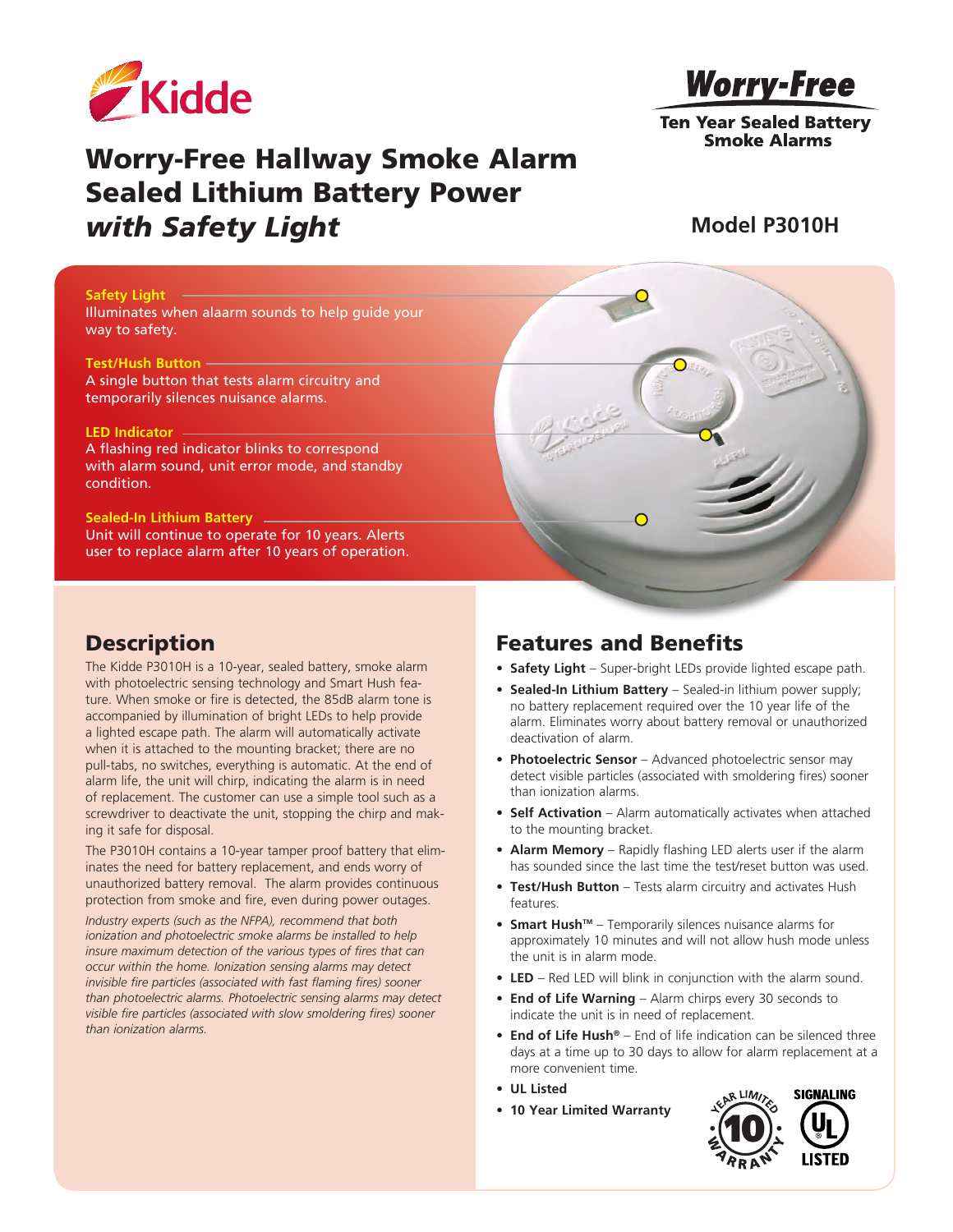Kidde

**Worry-Free**

**Ten Year Sealed Battery Smoke Alarms**

# Worry-Free Hallway Smoke Alarm Sealed Lithium Battery Power *with Safety Light*

**Model P3010H**

**Safety Light**
Illuminates when alaarm sounds to help guide your way to safety.

**Test/Hush Button**
A single button that tests alarm circuitry and temporarily silences nuisance alarms.

**LED Indicator**
A flashing red indicator blinks to correspond with alarm sound, unit error mode, and standby condition.

**Sealed-In Lithium Battery**
Unit will continue to operate for 10 years. Alerts user to replace alarm after 10 years of operation.

## Description

The Kidde P3010H is a 10-year, sealed battery, smoke alarm with photoelectric sensing technology and Smart Hush feature. When smoke or fire is detected, the 85dB alarm tone is accompanied by illumination of bright LEDs to help provide a lighted escape path. The alarm will automatically activate when it is attached to the mounting bracket; there are no pull-tabs, no switches, everything is automatic. At the end of alarm life, the unit will chirp, indicating the alarm is in need of replacement. The customer can use a simple tool such as a screwdriver to deactivate the unit, stopping the chirp and making it safe for disposal.

The P3010H contains a 10-year tamper proof battery that eliminates the need for battery replacement, and ends worry of unauthorized battery removal. The alarm provides continuous protection from smoke and fire, even during power outages.

*Industry experts (such as the NFPA), recommend that both ionization and photoelectric smoke alarms be installed to help insure maximum detection of the various types of fires that can occur within the home. Ionization sensing alarms may detect invisible fire particles (associated with fast flaming fires) sooner than photoelectric alarms. Photoelectric sensing alarms may detect visible fire particles (associated with slow smoldering fires) sooner than ionization alarms.*

## Features and Benefits

- **Safety Light** – Super-bright LEDs provide lighted escape path.
- **Sealed-In Lithium Battery** – Sealed-in lithium power supply; no battery replacement required over the 10 year life of the alarm. Eliminates worry about battery removal or unauthorized deactivation of alarm.
- **Photoelectric Sensor** – Advanced photoelectric sensor may detect visible particles (associated with smoldering fires) sooner than ionization alarms.
- **Self Activation** – Alarm automatically activates when attached to the mounting bracket.
- **Alarm Memory** – Rapidly flashing LED alerts user if the alarm has sounded since the last time the test/reset button was used.
- **Test/Hush Button** – Tests alarm circuitry and activates Hush features.
- **Smart Hush™** – Temporarily silences nuisance alarms for approximately 10 minutes and will not allow hush mode unless the unit is in alarm mode.
- **LED** – Red LED will blink in conjunction with the alarm sound.
- **End of Life Warning** – Alarm chirps every 30 seconds to indicate the unit is in need of replacement.
- **End of Life Hush®** – End of life indication can be silenced three days at a time up to 30 days to allow for alarm replacement at a more convenient time.
- **UL Listed**
- **10 Year Limited Warranty**

10 YEAR LIMITED WARRANTY

SIGNALING UL LISTED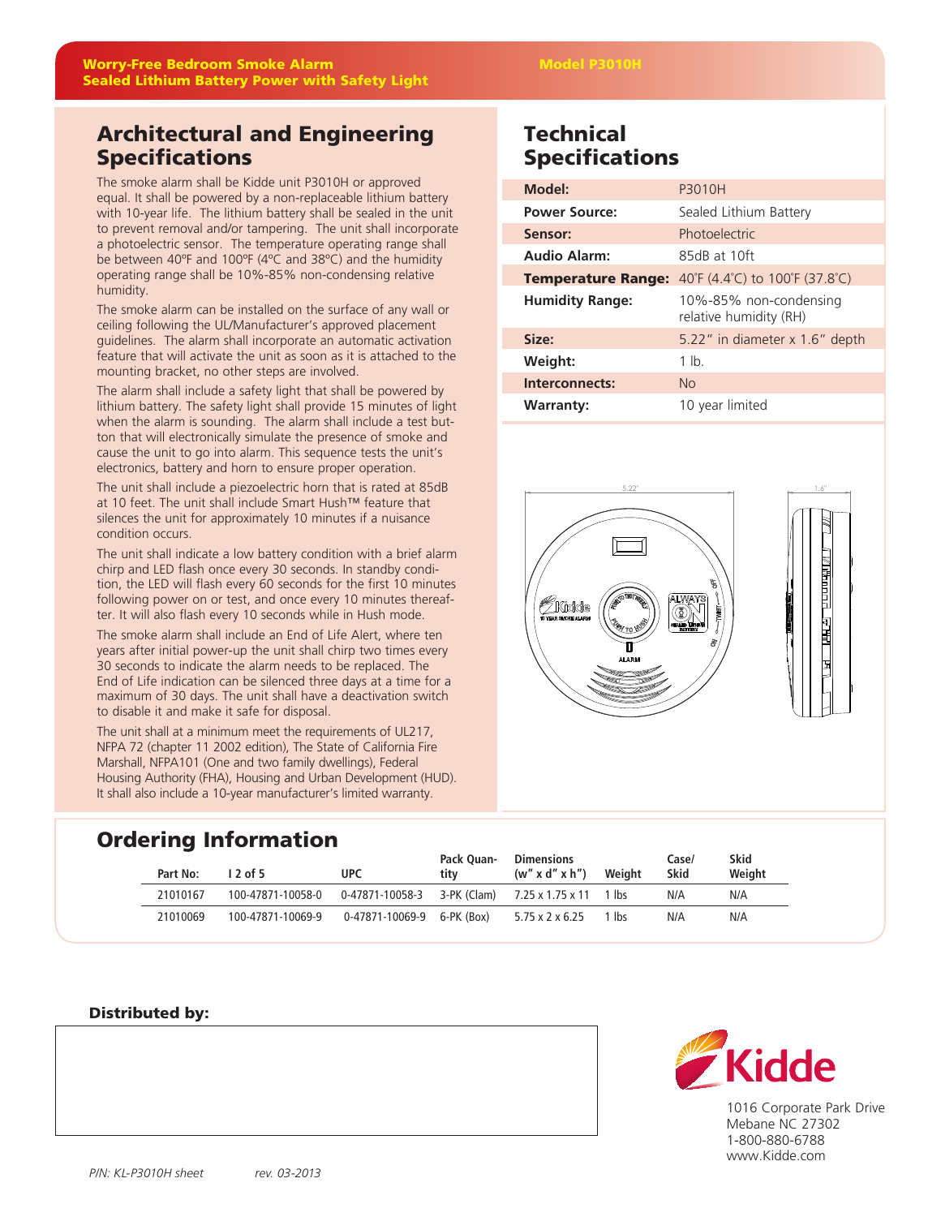Worry-Free Bedroom Smoke Alarm
Sealed Lithium Battery Power with Safety Light

Model P3010H

## Architectural and Engineering Specifications

The smoke alarm shall be Kidde unit P3010H or approved equal. It shall be powered by a non-replaceable lithium battery with 10-year life. The lithium battery shall be sealed in the unit to prevent removal and/or tampering. The unit shall incorporate a photoelectric sensor. The temperature operating range shall be between 40ºF and 100ºF (4ºC and 38ºC) and the humidity operating range shall be 10%-85% non-condensing relative humidity.

The smoke alarm can be installed on the surface of any wall or ceiling following the UL/Manufacturer's approved placement guidelines. The alarm shall incorporate an automatic activation feature that will activate the unit as soon as it is attached to the mounting bracket, no other steps are involved.

The alarm shall include a safety light that shall be powered by lithium battery. The safety light shall provide 15 minutes of light when the alarm is sounding. The alarm shall include a test button that will electronically simulate the presence of smoke and cause the unit to go into alarm. This sequence tests the unit's electronics, battery and horn to ensure proper operation.

The unit shall include a piezoelectric horn that is rated at 85dB at 10 feet. The unit shall include Smart Hush™ feature that silences the unit for approximately 10 minutes if a nuisance condition occurs.

The unit shall indicate a low battery condition with a brief alarm chirp and LED flash once every 30 seconds. In standby condition, the LED will flash every 60 seconds for the first 10 minutes following power on or test, and once every 10 minutes thereafter. It will also flash every 10 seconds while in Hush mode.

The smoke alarm shall include an End of Life Alert, where ten years after initial power-up the unit shall chirp two times every 30 seconds to indicate the alarm needs to be replaced. The End of Life indication can be silenced three days at a time for a maximum of 30 days. The unit shall have a deactivation switch to disable it and make it safe for disposal.

The unit shall at a minimum meet the requirements of UL217, NFPA 72 (chapter 11 2002 edition), The State of California Fire Marshall, NFPA101 (One and two family dwellings), Federal Housing Authority (FHA), Housing and Urban Development (HUD). It shall also include a 10-year manufacturer's limited warranty.

## Technical Specifications

| | |
|---|---|
| **Model:** | P3010H |
| **Power Source:** | Sealed Lithium Battery |
| **Sensor:** | Photoelectric |
| **Audio Alarm:** | 85dB at 10ft |
| **Temperature Range:** | 40˚F (4.4˚C) to 100˚F (37.8˚C) |
| **Humidity Range:** | 10%-85% non-condensing relative humidity (RH) |
| **Size:** | 5.22" in diameter x 1.6" depth |
| **Weight:** | 1 lb. |
| **Interconnects:** | No |
| **Warranty:** | 10 year limited |

5.22"
1.6"

## Ordering Information

| Part No: | I 2 of 5 | UPC | Pack Quantity | Dimensions (w" x d" x h") | Weight | Case/ Skid | Skid Weight |
|---|---|---|---|---|---|---|---|
| 21010167 | 100-47871-10058-0 | 0-47871-10058-3 | 3-PK (Clam) | 7.25 x 1.75 x 11 | 1 lbs | N/A | N/A |
| 21010069 | 100-47871-10069-9 | 0-47871-10069-9 | 6-PK (Box) | 5.75 x 2 x 6.25 | 1 lbs | N/A | N/A |

**Distributed by:**

Kidde
1016 Corporate Park Drive
Mebane NC 27302
1-800-880-6788
www.Kidde.com

*P/N: KL-P3010H sheet* *rev. 03-2013*